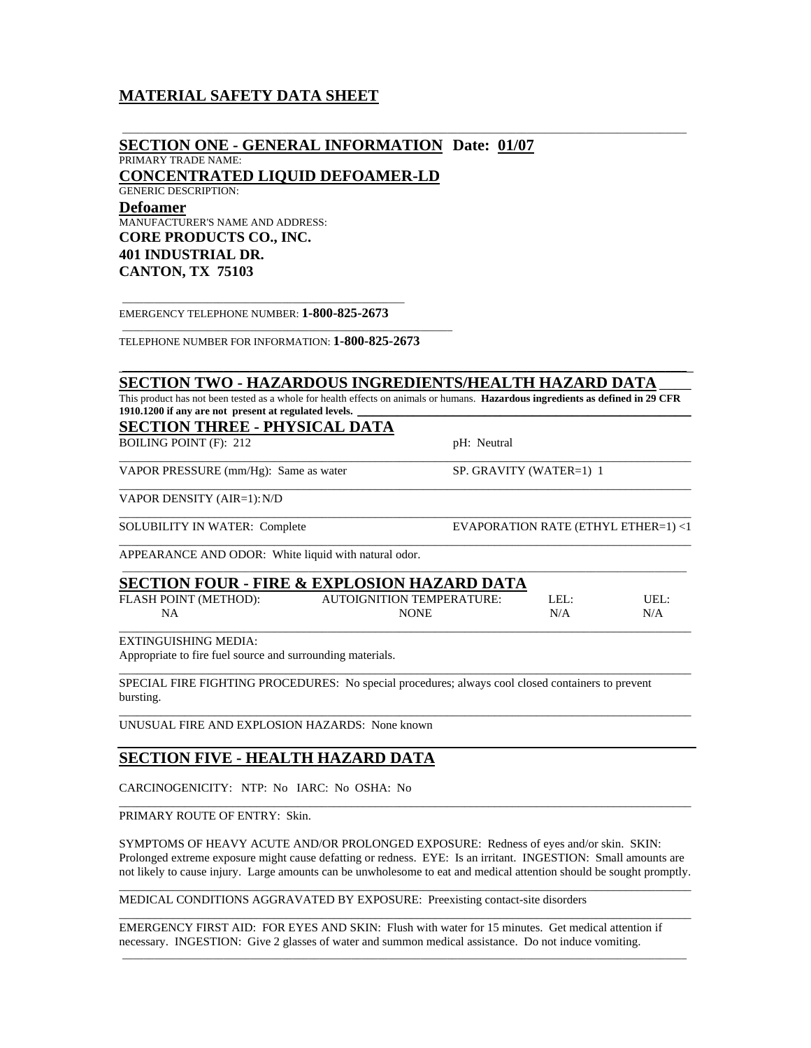# MATERIAL SAFETY DATA SHEET

## SECTION ONE - GENERAL INFORMATION Date: 01/07

PRIMARY TRADE NAME:

**CONCENTRATED LIQUID DEFOAMER-LD**

GENERIC DESCRIPTION:

**Defoamer**

MANUFACTURER'S NAME AND ADDRESS:

**CORE PRODUCTS CO., INC.**
**401 INDUSTRIAL DR.**
**CANTON, TX 75103**

EMERGENCY TELEPHONE NUMBER: **1-800-825-2673**

TELEPHONE NUMBER FOR INFORMATION: **1-800-825-2673**

## SECTION TWO - HAZARDOUS INGREDIENTS/HEALTH HAZARD DATA

This product has not been tested as a whole for health effects on animals or humans. **Hazardous ingredients as defined in 29 CFR 1910.1200 if any are not present at regulated levels.**

## SECTION THREE - PHYSICAL DATA

| | |
|---|---|
| BOILING POINT (F): 212 | pH: Neutral |
| VAPOR PRESSURE (mm/Hg): Same as water | SP. GRAVITY (WATER=1) 1 |
| VAPOR DENSITY (AIR=1): N/D | |
| SOLUBILITY IN WATER: Complete | EVAPORATION RATE (ETHYL ETHER=1) <1 |

APPEARANCE AND ODOR: White liquid with natural odor.

## SECTION FOUR - FIRE & EXPLOSION HAZARD DATA

| FLASH POINT (METHOD): | AUTOIGNITION TEMPERATURE: | LEL: | UEL: |
|---|---|---|---|
| NA | NONE | N/A | N/A |

EXTINGUISHING MEDIA:
Appropriate to fire fuel source and surrounding materials.

SPECIAL FIRE FIGHTING PROCEDURES: No special procedures; always cool closed containers to prevent bursting.

UNUSUAL FIRE AND EXPLOSION HAZARDS: None known

## SECTION FIVE - HEALTH HAZARD DATA

CARCINOGENICITY: NTP: No IARC: No OSHA: No

PRIMARY ROUTE OF ENTRY: Skin.

SYMPTOMS OF HEAVY ACUTE AND/OR PROLONGED EXPOSURE: Redness of eyes and/or skin. SKIN: Prolonged extreme exposure might cause defatting or redness. EYE: Is an irritant. INGESTION: Small amounts are not likely to cause injury. Large amounts can be unwholesome to eat and medical attention should be sought promptly.

MEDICAL CONDITIONS AGGRAVATED BY EXPOSURE: Preexisting contact-site disorders

EMERGENCY FIRST AID: FOR EYES AND SKIN: Flush with water for 15 minutes. Get medical attention if necessary. INGESTION: Give 2 glasses of water and summon medical assistance. Do not induce vomiting.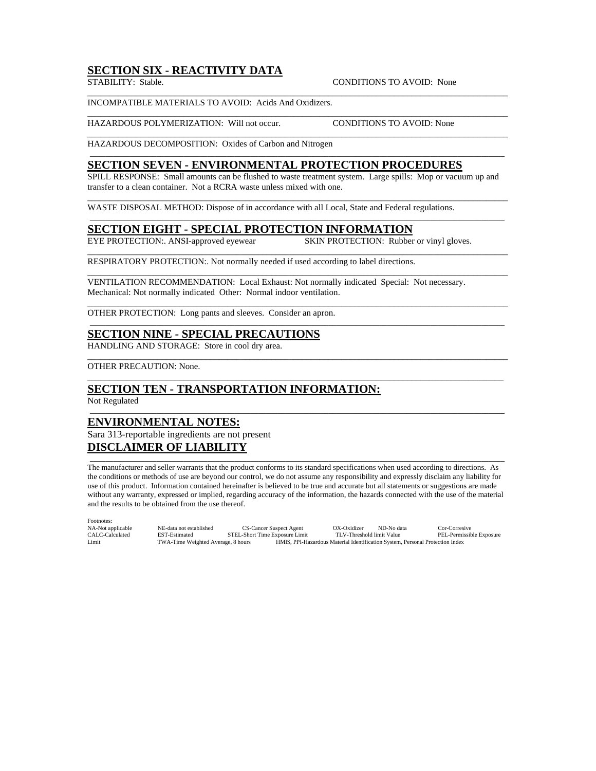## SECTION SIX - REACTIVITY DATA

STABILITY: Stable. CONDITIONS TO AVOID: None

INCOMPATIBLE MATERIALS TO AVOID: Acids And Oxidizers.

HAZARDOUS POLYMERIZATION: Will not occur. CONDITIONS TO AVOID: None

HAZARDOUS DECOMPOSITION: Oxides of Carbon and Nitrogen

## SECTION SEVEN - ENVIRONMENTAL PROTECTION PROCEDURES

SPILL RESPONSE: Small amounts can be flushed to waste treatment system. Large spills: Mop or vacuum up and transfer to a clean container. Not a RCRA waste unless mixed with one.

WASTE DISPOSAL METHOD: Dispose of in accordance with all Local, State and Federal regulations.

## SECTION EIGHT - SPECIAL PROTECTION INFORMATION

EYE PROTECTION:. ANSI-approved eyewear SKIN PROTECTION: Rubber or vinyl gloves.

RESPIRATORY PROTECTION:. Not normally needed if used according to label directions.

VENTILATION RECOMMENDATION: Local Exhaust: Not normally indicated Special: Not necessary. Mechanical: Not normally indicated Other: Normal indoor ventilation.

OTHER PROTECTION: Long pants and sleeves. Consider an apron.

## SECTION NINE - SPECIAL PRECAUTIONS

HANDLING AND STORAGE: Store in cool dry area.

OTHER PRECAUTION: None.

## SECTION TEN - TRANSPORTATION INFORMATION:

Not Regulated

## ENVIRONMENTAL NOTES:

Sara 313-reportable ingredients are not present

## DISCLAIMER OF LIABILITY

The manufacturer and seller warrants that the product conforms to its standard specifications when used according to directions. As the conditions or methods of use are beyond our control, we do not assume any responsibility and expressly disclaim any liability for use of this product. Information contained hereinafter is believed to be true and accurate but all statements or suggestions are made without any warranty, expressed or implied, regarding accuracy of the information, the hazards connected with the use of the material and the results to be obtained from the use thereof.

Footnotes:
NA-Not applicable NE-data not established CS-Cancer Suspect Agent OX-Oxidizer ND-No data Cor-Corresive
CALC-Calculated EST-Estimated STEL-Short Time Exposure Limit TLV-Threshold limit Value PEL-Permissible Exposure Limit TWA-Time Weighted Average, 8 hours HMIS, PPI-Hazardous Material Identification System, Personal Protection Index